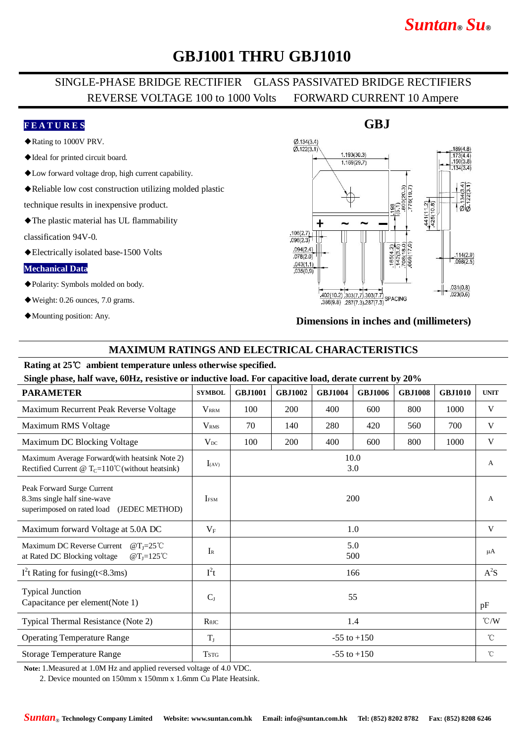# GBJ1001 THRU GBJ1010

SINGLE-PHASE BRIDGE RECTIFIER GLASS PASSIVATED BRIDGE RECTIFIERS
REVERSE VOLTAGE 100 to 1000 Volts FORWARD CURRENT 10 Ampere

**FEATURES**

- ◆Rating to 1000V PRV.
- ◆Ideal for printed circuit board.
- ◆Low forward voltage drop, high current capability.
- ◆Reliable low cost construction utilizing molded plastic technique results in inexpensive product.
- ◆The plastic material has UL flammability classification 94V-0.
- ◆Electrically isolated base-1500 Volts

**Mechanical Data**

- ◆Polarity: Symbols molded on body.
- ◆Weight: 0.26 ounces, 7.0 grams.
- ◆Mounting position: Any.

**GBJ**

**Dimensions in inches and (millimeters)**

## MAXIMUM RATINGS AND ELECTRICAL CHARACTERISTICS

**Rating at 25℃ ambient temperature unless otherwise specified.**
**Single phase, half wave, 60Hz, resistive or inductive load. For capacitive load, derate current by 20%**

| PARAMETER | SYMBOL | GBJ1001 | GBJ1002 | GBJ1004 | GBJ1006 | GBJ1008 | GBJ1010 | UNIT |
|---|---|---|---|---|---|---|---|---|
| Maximum Recurrent Peak Reverse Voltage | $V_{RRM}$ | 100 | 200 | 400 | 600 | 800 | 1000 | V |
| Maximum RMS Voltage | $V_{RMS}$ | 70 | 140 | 280 | 420 | 560 | 700 | V |
| Maximum DC Blocking Voltage | $V_{DC}$ | 100 | 200 | 400 | 600 | 800 | 1000 | V |
| Maximum Average Forward(with heatsink Note 2) Rectified Current @ $T_C$=110℃(without heatsink) | $I_{(AV)}$ | 10.0<br>3.0 | | | | | | A |
| Peak Forward Surge Current 8.3ms single half sine-wave superimposed on rated load (JEDEC METHOD) | $I_{FSM}$ | 200 | | | | | | A |
| Maximum forward Voltage at 5.0A DC | $V_F$ | 1.0 | | | | | | V |
| Maximum DC Reverse Current @$T_J$=25℃ at Rated DC Blocking voltage @$T_J$=125℃ | $I_R$ | 5.0<br>500 | | | | | | μA |
| $I^2t$ Rating for fusing(t<8.3ms) | $I^2t$ | 166 | | | | | | $A^2S$ |
| Typical Junction Capacitance per element(Note 1) | $C_J$ | 55 | | | | | | pF |
| Typical Thermal Resistance (Note 2) | $R_{θJC}$ | 1.4 | | | | | | ℃/W |
| Operating Temperature Range | $T_J$ | -55 to +150 | | | | | | ℃ |
| Storage Temperature Range | $T_{STG}$ | -55 to +150 | | | | | | ℃ |

**Note:** 1.Measured at 1.0M Hz and applied reversed voltage of 4.0 VDC.
2. Device mounted on 150mm x 150mm x 1.6mm Cu Plate Heatsink.

*Suntan*® Technology Company Limited Website: www.suntan.com.hk Email: info@suntan.com.hk Tel: (852) 8202 8782 Fax: (852) 8208 6246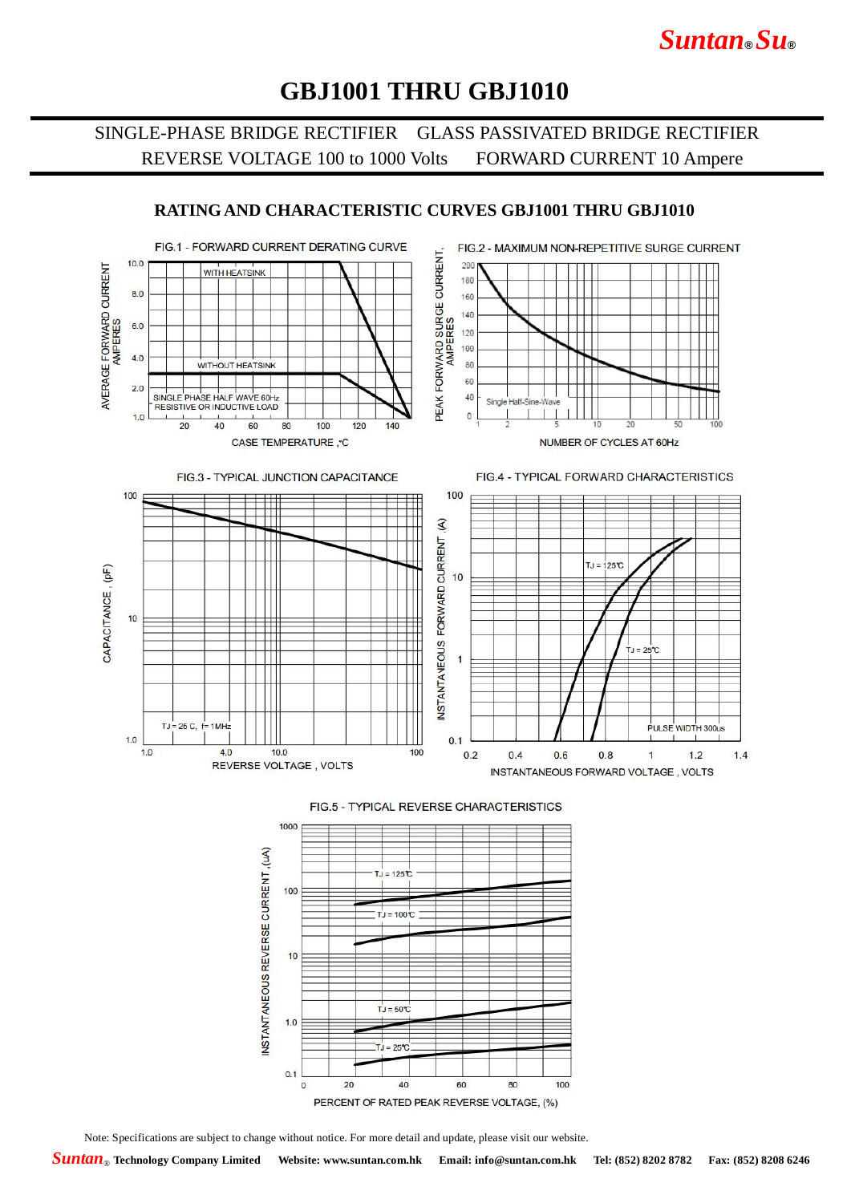Suntan® Su®

# GBJ1001 THRU GBJ1010

SINGLE-PHASE BRIDGE RECTIFIER GLASS PASSIVATED BRIDGE RECTIFIER
REVERSE VOLTAGE 100 to 1000 Volts FORWARD CURRENT 10 Ampere

## RATING AND CHARACTERISTIC CURVES GBJ1001 THRU GBJ1010

FIG.1 - FORWARD CURRENT DERATING CURVE

AVERAGE FORWARD CURRENT AMPERES

10.0
8.0
6.0
4.0
2.0
1.0

WITH HEATSINK
WITHOUT HEATSINK
SINGLE PHASE HALF WAVE 60Hz
RESISTIVE OR INDUCTIVE LOAD

20 40 60 80 100 120 140

CASE TEMPERATURE ,°C

FIG.2 - MAXIMUM NON-REPETITIVE SURGE CURRENT

PEAK FORWARD SURGE CURRENT, AMPERES

200
180
160
140
120
100
80
60
40
0

Single Half-Sine-Wave

1 2 5 10 20 50 100

NUMBER OF CYCLES AT 60Hz

FIG.3 - TYPICAL JUNCTION CAPACITANCE

CAPACITANCE , (pF)

100
10
1.0

TJ = 25 C, f= 1MHz

1.0 4.0 10.0 100

REVERSE VOLTAGE , VOLTS

FIG.4 - TYPICAL FORWARD CHARACTERISTICS

INSTANTANEOUS FORWARD CURRENT ,(A)

100
10
1
0.1

TJ = 125℃
TJ = 25℃
PULSE WIDTH 300us

0.2 0.4 0.6 0.8 1 1.2 1.4

INSTANTANEOUS FORWARD VOLTAGE , VOLTS

FIG.5 - TYPICAL REVERSE CHARACTERISTICS

INSTANTANEOUS REVERSE CURRENT ,(uA)

1000
100
10
1.0
0.1

TJ = 125℃
TJ = 100℃
TJ = 50℃
TJ = 25℃

0 20 40 60 80 100

PERCENT OF RATED PEAK REVERSE VOLTAGE, (%)

Note: Specifications are subject to change without notice. For more detail and update, please visit our website.

**Suntan® Technology Company Limited** **Website: www.suntan.com.hk** **Email: info@suntan.com.hk** **Tel: (852) 8202 8782** **Fax: (852) 8208 6246**